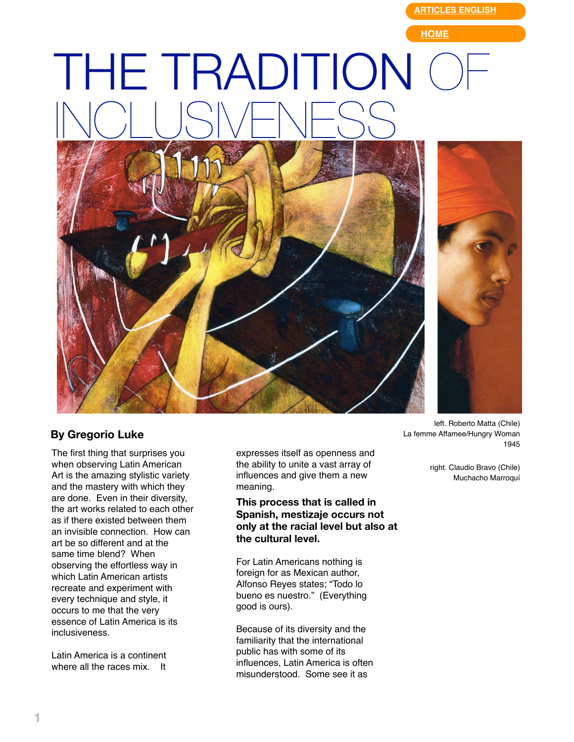# THE TRADITION OF INCLUSIVENESS

left. Roberto Matta (Chile)
La femme Affamee/Hungry Woman
1945

right. Claudio Bravo (Chile)
Muchacho Marroquí

**By Gregorio Luke**

The first thing that surprises you when observing Latin American Art is the amazing stylistic variety and the mastery with which they are done. Even in their diversity, the art works related to each other as if there existed between them an invisible connection. How can art be so different and at the same time blend? When observing the effortless way in which Latin American artists recreate and experiment with every technique and style, it occurs to me that the very essence of Latin America is its inclusiveness.

Latin America is a continent where all the races mix. It expresses itself as openness and the ability to unite a vast array of influences and give them a new meaning.

**This process that is called in Spanish, mestizaje occurs not only at the racial level but also at the cultural level.**

For Latin Americans nothing is foreign for as Mexican author, Alfonso Reyes states; "Todo lo bueno es nuestro." (Everything good is ours).

Because of its diversity and the familiarity that the international public has with some of its influences, Latin America is often misunderstood. Some see it as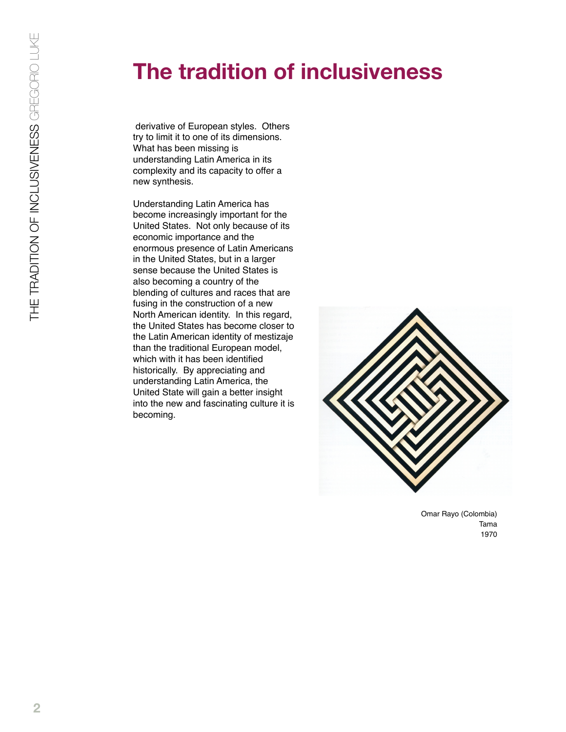# The tradition of inclusiveness

derivative of European styles. Others try to limit it to one of its dimensions. What has been missing is understanding Latin America in its complexity and its capacity to offer a new synthesis.

Understanding Latin America has become increasingly important for the United States. Not only because of its economic importance and the enormous presence of Latin Americans in the United States, but in a larger sense because the United States is also becoming a country of the blending of cultures and races that are fusing in the construction of a new North American identity. In this regard, the United States has become closer to the Latin American identity of mestizaje than the traditional European model, which with it has been identified historically. By appreciating and understanding Latin America, the United State will gain a better insight into the new and fascinating culture it is becoming.

Omar Rayo (Colombia)
Tama
1970